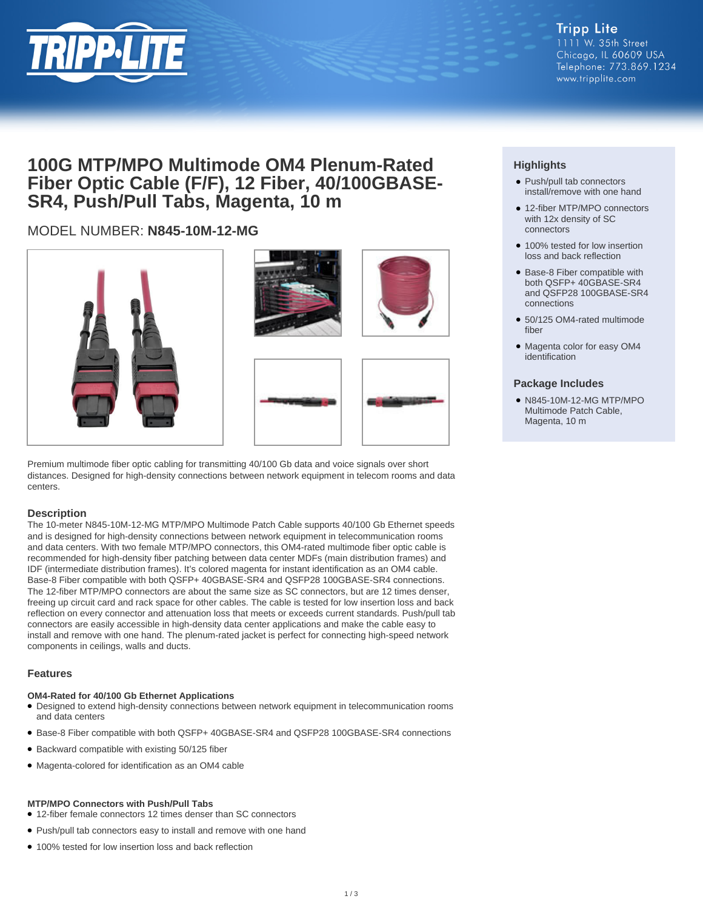Tripp Lite
1111 W. 35th Street
Chicago, IL 60609 USA
Telephone: 773.869.1234
www.tripplite.com

# 100G MTP/MPO Multimode OM4 Plenum-Rated Fiber Optic Cable (F/F), 12 Fiber, 40/100GBASE-SR4, Push/Pull Tabs, Magenta, 10 m

MODEL NUMBER: **N845-10M-12-MG**

Premium multimode fiber optic cabling for transmitting 40/100 Gb data and voice signals over short distances. Designed for high-density connections between network equipment in telecom rooms and data centers.

## Highlights

- Push/pull tab connectors install/remove with one hand
- 12-fiber MTP/MPO connectors with 12x density of SC connectors
- 100% tested for low insertion loss and back reflection
- Base-8 Fiber compatible with both QSFP+ 40GBASE-SR4 and QSFP28 100GBASE-SR4 connections
- 50/125 OM4-rated multimode fiber
- Magenta color for easy OM4 identification

## Package Includes

- N845-10M-12-MG MTP/MPO Multimode Patch Cable, Magenta, 10 m

## Description

The 10-meter N845-10M-12-MG MTP/MPO Multimode Patch Cable supports 40/100 Gb Ethernet speeds and is designed for high-density connections between network equipment in telecommunication rooms and data centers. With two female MTP/MPO connectors, this OM4-rated multimode fiber optic cable is recommended for high-density fiber patching between data center MDFs (main distribution frames) and IDF (intermediate distribution frames). It's colored magenta for instant identification as an OM4 cable. Base-8 Fiber compatible with both QSFP+ 40GBASE-SR4 and QSFP28 100GBASE-SR4 connections. The 12-fiber MTP/MPO connectors are about the same size as SC connectors, but are 12 times denser, freeing up circuit card and rack space for other cables. The cable is tested for low insertion loss and back reflection on every connector and attenuation loss that meets or exceeds current standards. Push/pull tab connectors are easily accessible in high-density data center applications and make the cable easy to install and remove with one hand. The plenum-rated jacket is perfect for connecting high-speed network components in ceilings, walls and ducts.

## Features

### OM4-Rated for 40/100 Gb Ethernet Applications

- Designed to extend high-density connections between network equipment in telecommunication rooms and data centers
- Base-8 Fiber compatible with both QSFP+ 40GBASE-SR4 and QSFP28 100GBASE-SR4 connections
- Backward compatible with existing 50/125 fiber
- Magenta-colored for identification as an OM4 cable

### MTP/MPO Connectors with Push/Pull Tabs

- 12-fiber female connectors 12 times denser than SC connectors
- Push/pull tab connectors easy to install and remove with one hand
- 100% tested for low insertion loss and back reflection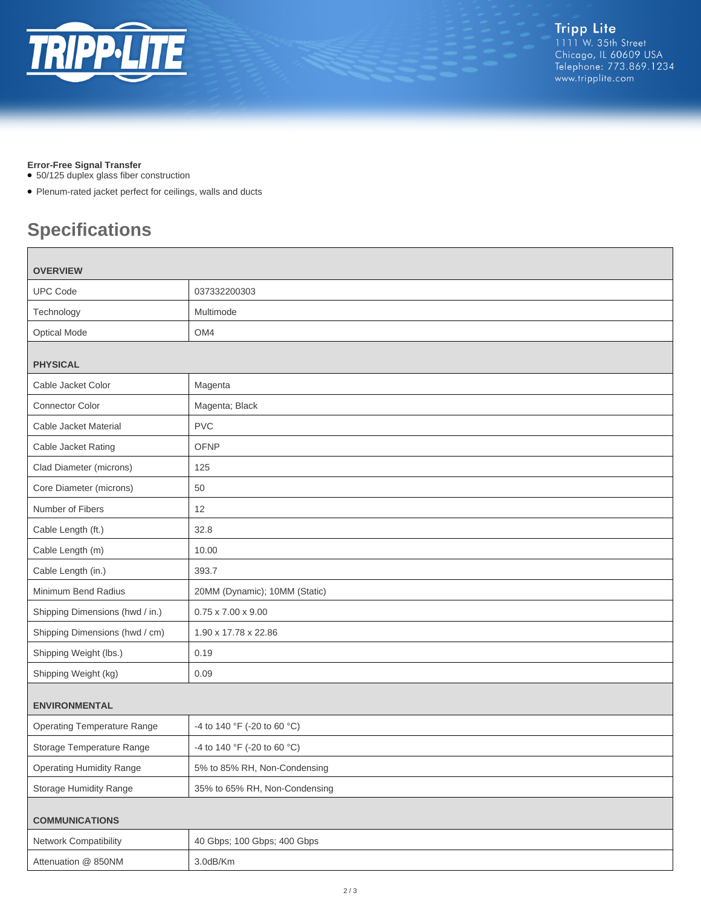**Error-Free Signal Transfer**

- 50/125 duplex glass fiber construction
- Plenum-rated jacket perfect for ceilings, walls and ducts

## Specifications

| OVERVIEW | |
|---|---|
| UPC Code | 037332200303 |
| Technology | Multimode |
| Optical Mode | OM4 |
| **PHYSICAL** | |
| Cable Jacket Color | Magenta |
| Connector Color | Magenta; Black |
| Cable Jacket Material | PVC |
| Cable Jacket Rating | OFNP |
| Clad Diameter (microns) | 125 |
| Core Diameter (microns) | 50 |
| Number of Fibers | 12 |
| Cable Length (ft.) | 32.8 |
| Cable Length (m) | 10.00 |
| Cable Length (in.) | 393.7 |
| Minimum Bend Radius | 20MM (Dynamic); 10MM (Static) |
| Shipping Dimensions (hwd / in.) | 0.75 x 7.00 x 9.00 |
| Shipping Dimensions (hwd / cm) | 1.90 x 17.78 x 22.86 |
| Shipping Weight (lbs.) | 0.19 |
| Shipping Weight (kg) | 0.09 |
| **ENVIRONMENTAL** | |
| Operating Temperature Range | -4 to 140 °F (-20 to 60 °C) |
| Storage Temperature Range | -4 to 140 °F (-20 to 60 °C) |
| Operating Humidity Range | 5% to 85% RH, Non-Condensing |
| Storage Humidity Range | 35% to 65% RH, Non-Condensing |
| **COMMUNICATIONS** | |
| Network Compatibility | 40 Gbps; 100 Gbps; 400 Gbps |
| Attenuation @ 850NM | 3.0dB/Km |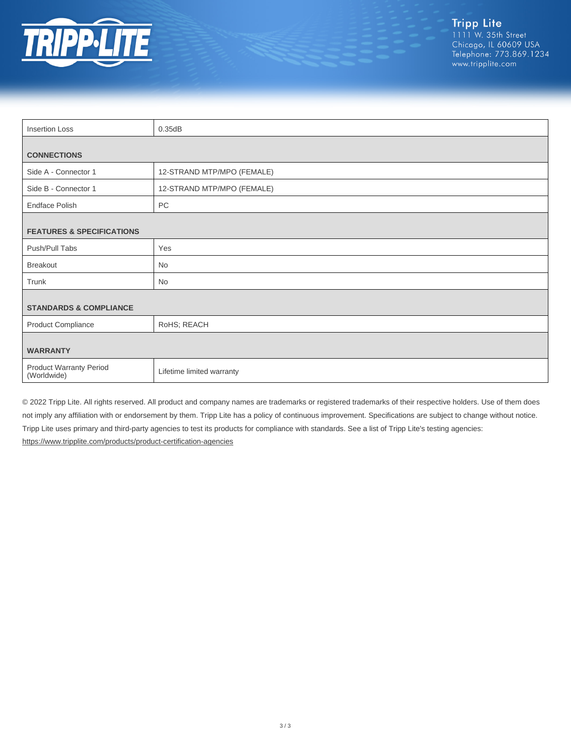Tripp Lite
1111 W. 35th Street
Chicago, IL 60609 USA
Telephone: 773.869.1234
www.tripplite.com

| | |
|---|---|
| Insertion Loss | 0.35dB |
| **CONNECTIONS** | |
| Side A - Connector 1 | 12-STRAND MTP/MPO (FEMALE) |
| Side B - Connector 1 | 12-STRAND MTP/MPO (FEMALE) |
| Endface Polish | PC |
| **FEATURES & SPECIFICATIONS** | |
| Push/Pull Tabs | Yes |
| Breakout | No |
| Trunk | No |
| **STANDARDS & COMPLIANCE** | |
| Product Compliance | RoHS; REACH |
| **WARRANTY** | |
| Product Warranty Period (Worldwide) | Lifetime limited warranty |

© 2022 Tripp Lite. All rights reserved. All product and company names are trademarks or registered trademarks of their respective holders. Use of them does not imply any affiliation with or endorsement by them. Tripp Lite has a policy of continuous improvement. Specifications are subject to change without notice. Tripp Lite uses primary and third-party agencies to test its products for compliance with standards. See a list of Tripp Lite's testing agencies: https://www.tripplite.com/products/product-certification-agencies